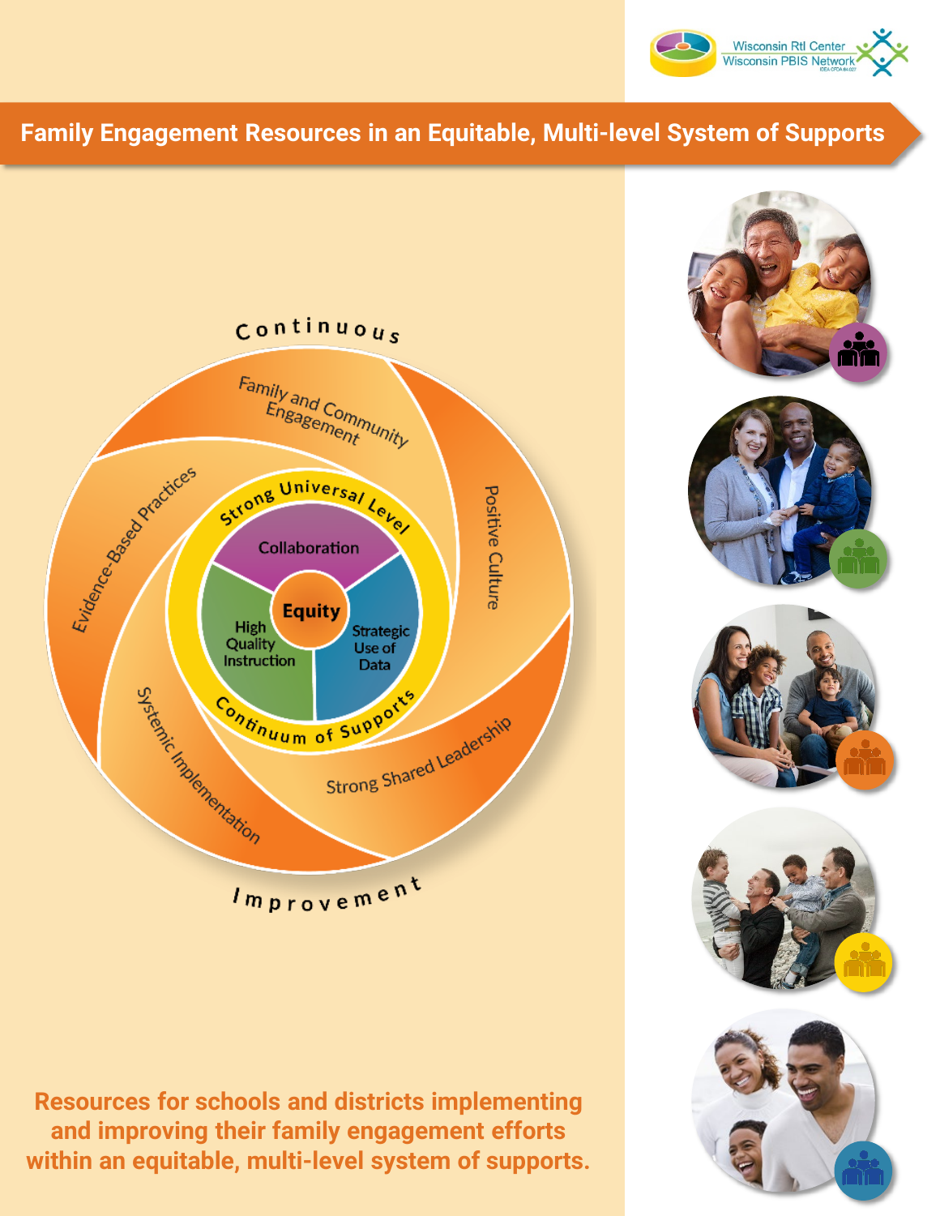Wisconsin RtI Center
Wisconsin PBIS Network

# Family Engagement Resources in an Equitable, Multi-level System of Supports

Continuous Improvement

- Family and Community Engagement
- Positive Culture
- Strong Shared Leadership
- Systemic Implementation
- Evidence-Based Practices

Strong Universal Level

- Collaboration
- Strategic Use of Data
- High Quality Instruction
- Equity

Continuum of Supports

**Resources for schools and districts implementing and improving their family engagement efforts within an equitable, multi-level system of supports.**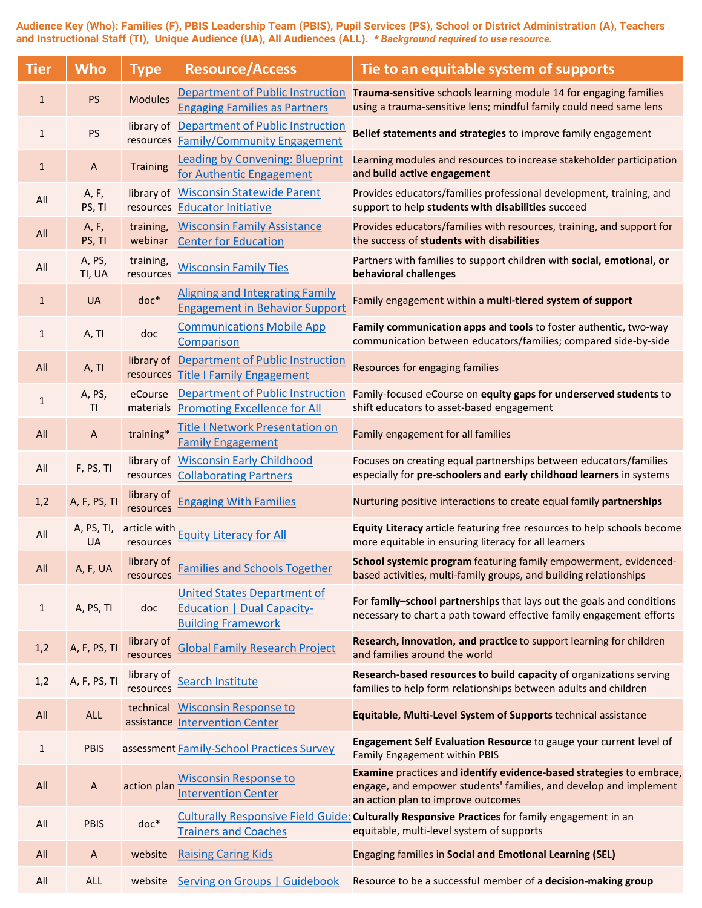**Audience Key (Who): Families (F), PBIS Leadership Team (PBIS), Pupil Services (PS), School or District Administration (A), Teachers and Instructional Staff (TI), Unique Audience (UA), All Audiences (ALL).** ***\* Background required to use resource.***

| Tier | Who | Type | Resource/Access | Tie to an equitable system of supports |
|---|---|---|---|---|
| 1 | PS | Modules | Department of Public Instruction Engaging Families as Partners | **Trauma-sensitive** schools learning module 14 for engaging families using a trauma-sensitive lens; mindful family could need same lens |
| 1 | PS | library of resources | Department of Public Instruction Family/Community Engagement | **Belief statements and strategies** to improve family engagement |
| 1 | A | Training | Leading by Convening: Blueprint for Authentic Engagement | Learning modules and resources to increase stakeholder participation and **build active engagement** |
| All | A, F, PS, TI | library of resources | Wisconsin Statewide Parent Educator Initiative | Provides educators/families professional development, training, and support to help **students with disabilities** succeed |
| All | A, F, PS, TI | training, webinar | Wisconsin Family Assistance Center for Education | Provides educators/families with resources, training, and support for the success of **students with disabilities** |
| All | A, PS, TI, UA | training, resources | Wisconsin Family Ties | Partners with families to support children with **social, emotional, or behavioral challenges** |
| 1 | UA | doc* | Aligning and Integrating Family Engagement in Behavior Support | Family engagement within a **multi-tiered system of support** |
| 1 | A, TI | doc | Communications Mobile App Comparison | **Family communication apps and tools** to foster authentic, two-way communication between educators/families; compared side-by-side |
| All | A, TI | library of resources | Department of Public Instruction Title I Family Engagement | Resources for engaging families |
| 1 | A, PS, TI | eCourse materials | Department of Public Instruction Promoting Excellence for All | Family-focused eCourse on **equity gaps for underserved students** to shift educators to asset-based engagement |
| All | A | training* | Title I Network Presentation on Family Engagement | Family engagement for all families |
| All | F, PS, TI | library of resources | Wisconsin Early Childhood Collaborating Partners | Focuses on creating equal partnerships between educators/families especially for **pre-schoolers and early childhood learners** in systems |
| 1,2 | A, F, PS, TI | library of resources | Engaging With Families | Nurturing positive interactions to create equal family **partnerships** |
| All | A, PS, TI, UA | article with resources | Equity Literacy for All | **Equity Literacy** article featuring free resources to help schools become more equitable in ensuring literacy for all learners |
| All | A, F, UA | library of resources | Families and Schools Together | **School systemic program** featuring family empowerment, evidenced-based activities, multi-family groups, and building relationships |
| 1 | A, PS, TI | doc | United States Department of Education \| Dual Capacity-Building Framework | For **family–school partnerships** that lays out the goals and conditions necessary to chart a path toward effective family engagement efforts |
| 1,2 | A, F, PS, TI | library of resources | Global Family Research Project | **Research, innovation, and practice** to support learning for children and families around the world |
| 1,2 | A, F, PS, TI | library of resources | Search Institute | **Research-based resources to build capacity** of organizations serving families to help form relationships between adults and children |
| All | ALL | technical assistance | Wisconsin Response to Intervention Center | **Equitable, Multi-Level System of Supports** technical assistance |
| 1 | PBIS | assessment | Family-School Practices Survey | **Engagement Self Evaluation Resource** to gauge your current level of Family Engagement within PBIS |
| All | A | action plan | Wisconsin Response to Intervention Center | **Examine** practices and **identify evidence-based strategies** to embrace, engage, and empower students' families, and develop and implement an action plan to improve outcomes |
| All | PBIS | doc* | Culturally Responsive Field Guide: Trainers and Coaches | **Culturally Responsive Practices** for family engagement in an equitable, multi-level system of supports |
| All | A | website | Raising Caring Kids | Engaging families in **Social and Emotional Learning (SEL)** |
| All | ALL | website | Serving on Groups \| Guidebook | Resource to be a successful member of a **decision-making group** |